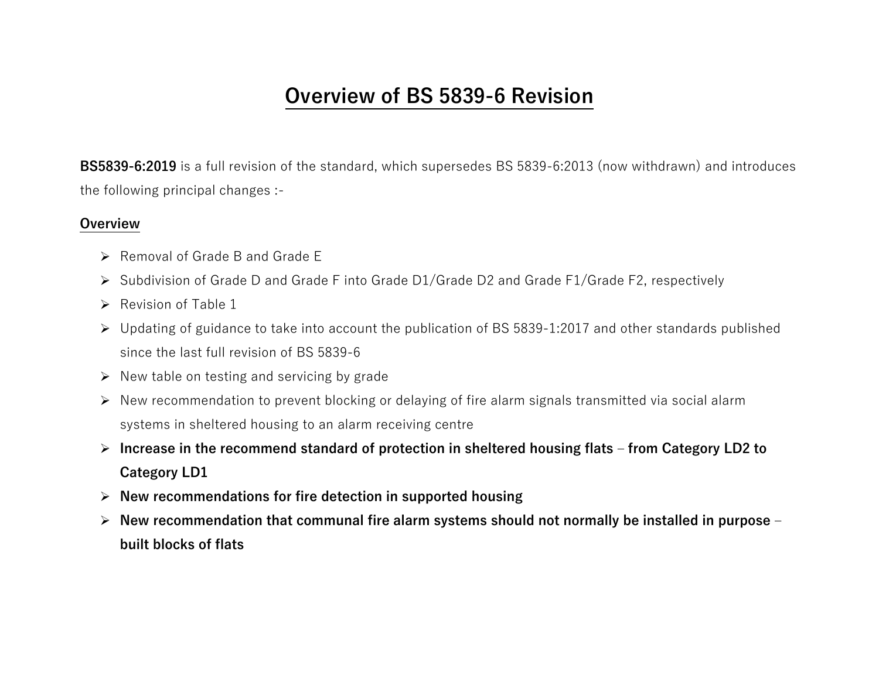# Overview of BS 5839-6 Revision

**BS5839-6:2019** is a full revision of the standard, which supersedes BS 5839-6:2013 (now withdrawn) and introduces the following principal changes :-

## Overview

- Removal of Grade B and Grade E
- Subdivision of Grade D and Grade F into Grade D1/Grade D2 and Grade F1/Grade F2, respectively
- Revision of Table 1
- Updating of guidance to take into account the publication of BS 5839-1:2017 and other standards published since the last full revision of BS 5839-6
- New table on testing and servicing by grade
- New recommendation to prevent blocking or delaying of fire alarm signals transmitted via social alarm systems in sheltered housing to an alarm receiving centre
- **Increase in the recommend standard of protection in sheltered housing flats – from Category LD2 to Category LD1**
- **New recommendations for fire detection in supported housing**
- **New recommendation that communal fire alarm systems should not normally be installed in purpose – built blocks of flats**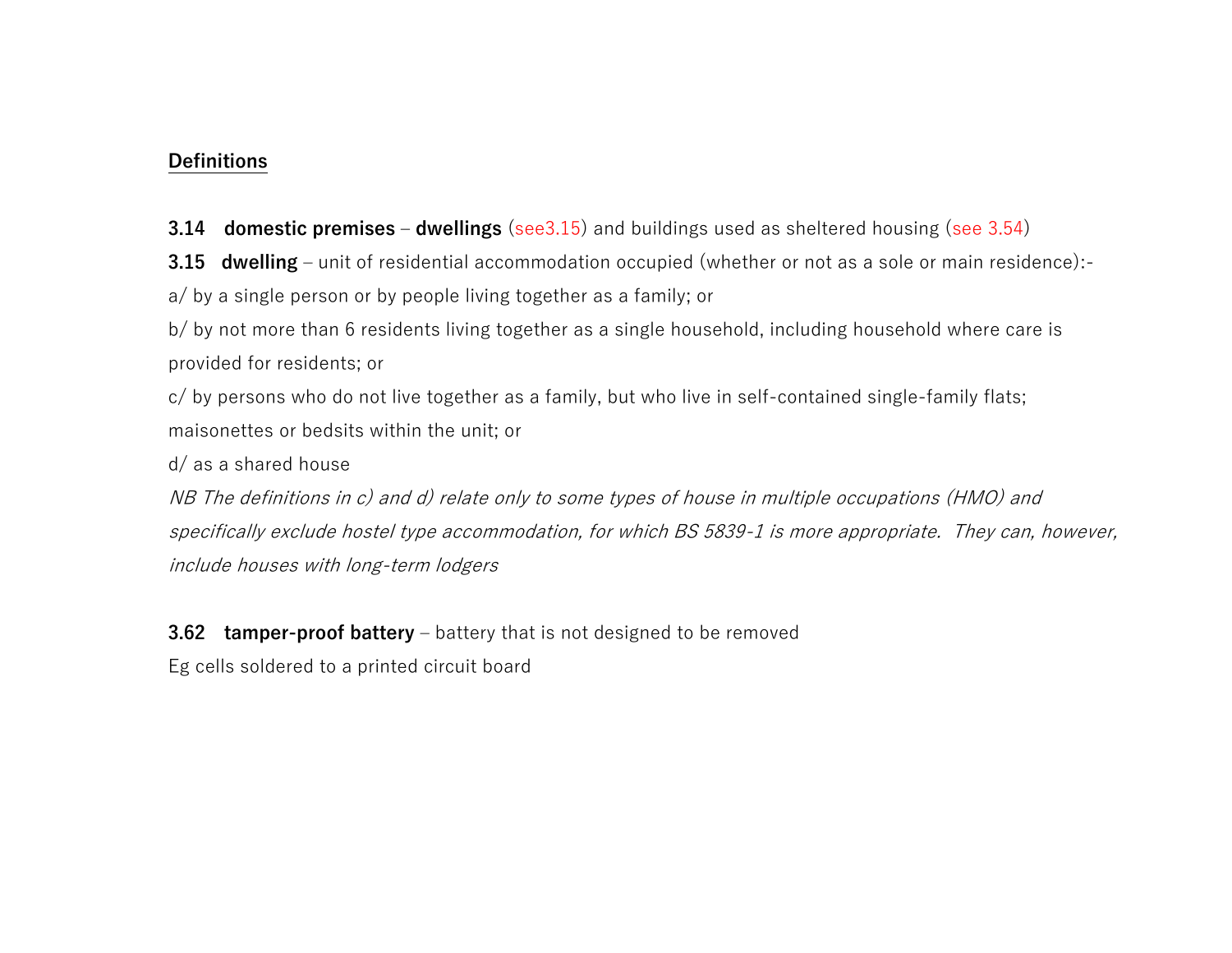## Definitions

**3.14 domestic premises** – **dwellings** (see3.15) and buildings used as sheltered housing (see 3.54)

**3.15 dwelling** – unit of residential accommodation occupied (whether or not as a sole or main residence):-

a/ by a single person or by people living together as a family; or

b/ by not more than 6 residents living together as a single household, including household where care is provided for residents; or

c/ by persons who do not live together as a family, but who live in self-contained single-family flats; maisonettes or bedsits within the unit; or

d/ as a shared house

*NB The definitions in c) and d) relate only to some types of house in multiple occupations (HMO) and specifically exclude hostel type accommodation, for which BS 5839-1 is more appropriate. They can, however, include houses with long-term lodgers*

**3.62 tamper-proof battery** – battery that is not designed to be removed

Eg cells soldered to a printed circuit board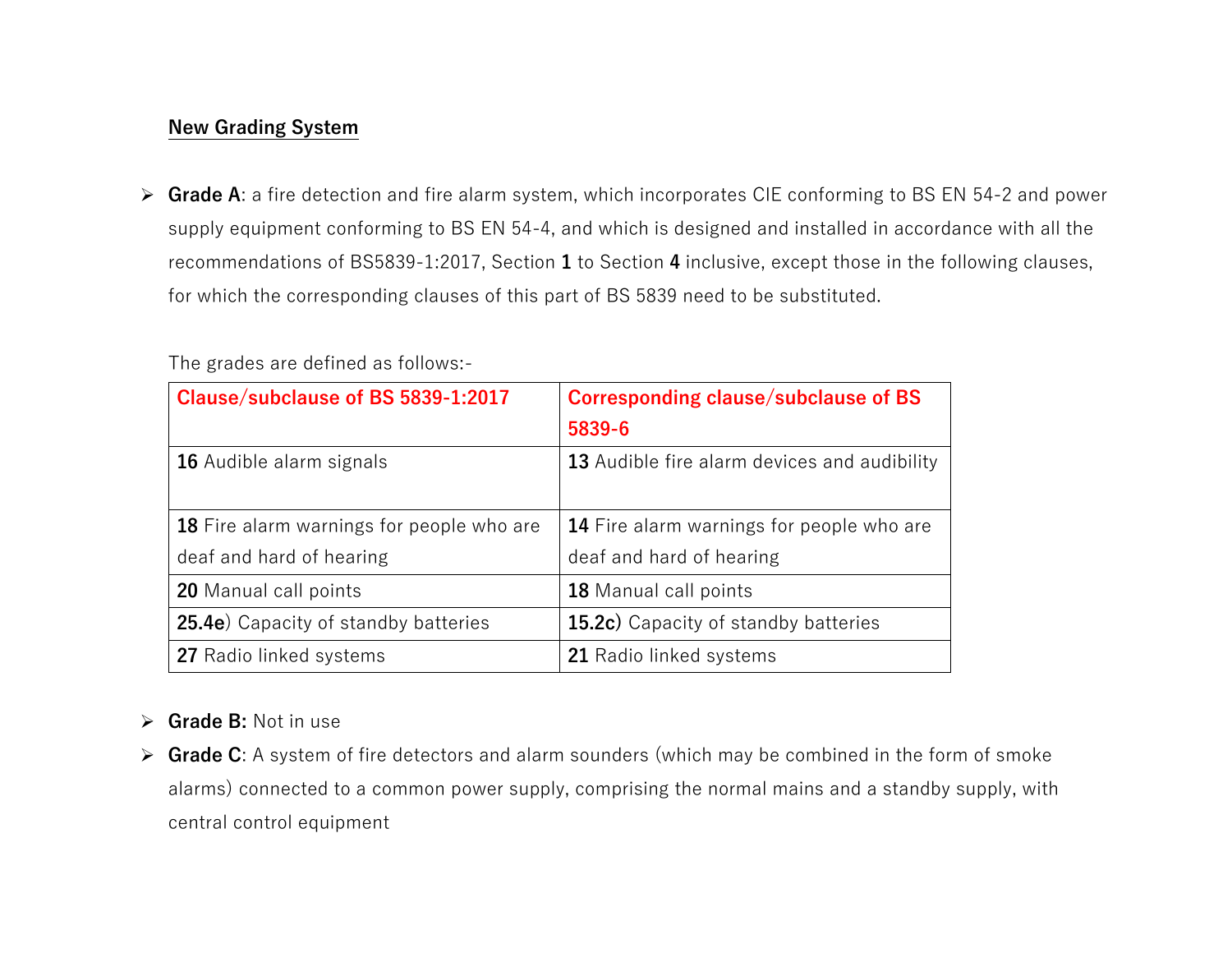**<u>New Grading System</u>**

- **Grade A**: a fire detection and fire alarm system, which incorporates CIE conforming to BS EN 54-2 and power supply equipment conforming to BS EN 54-4, and which is designed and installed in accordance with all the recommendations of BS5839-1:2017, Section **1** to Section **4** inclusive, except those in the following clauses, for which the corresponding clauses of this part of BS 5839 need to be substituted.

  The grades are defined as follows:-

| Clause/subclause of BS 5839-1:2017 | Corresponding clause/subclause of BS 5839-6 |
|---|---|
| **16** Audible alarm signals | **13** Audible fire alarm devices and audibility |
| **18** Fire alarm warnings for people who are deaf and hard of hearing | **14** Fire alarm warnings for people who are deaf and hard of hearing |
| **20** Manual call points | **18** Manual call points |
| **25.4e**) Capacity of standby batteries | **15.2c)** Capacity of standby batteries |
| **27** Radio linked systems | **21** Radio linked systems |

- **Grade B:** Not in use
- **Grade C**: A system of fire detectors and alarm sounders (which may be combined in the form of smoke alarms) connected to a common power supply, comprising the normal mains and a standby supply, with central control equipment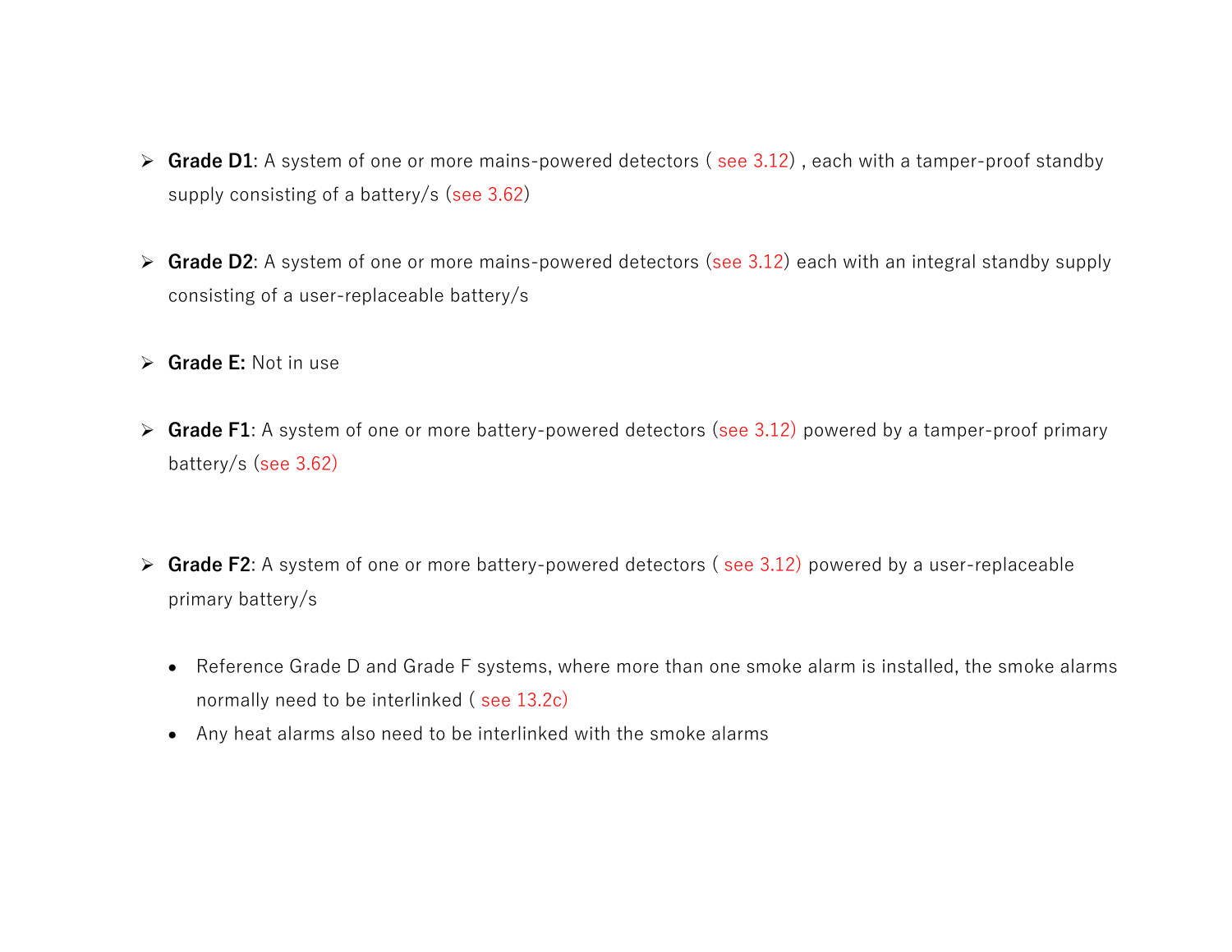- **Grade D1**: A system of one or more mains-powered detectors ( see 3.12) , each with a tamper-proof standby supply consisting of a battery/s (see 3.62)

- **Grade D2**: A system of one or more mains-powered detectors (see 3.12) each with an integral standby supply consisting of a user-replaceable battery/s

- **Grade E:** Not in use

- **Grade F1**: A system of one or more battery-powered detectors (see 3.12) powered by a tamper-proof primary battery/s (see 3.62)

- **Grade F2**: A system of one or more battery-powered detectors ( see 3.12) powered by a user-replaceable primary battery/s

  - Reference Grade D and Grade F systems, where more than one smoke alarm is installed, the smoke alarms normally need to be interlinked ( see 13.2c)
  - Any heat alarms also need to be interlinked with the smoke alarms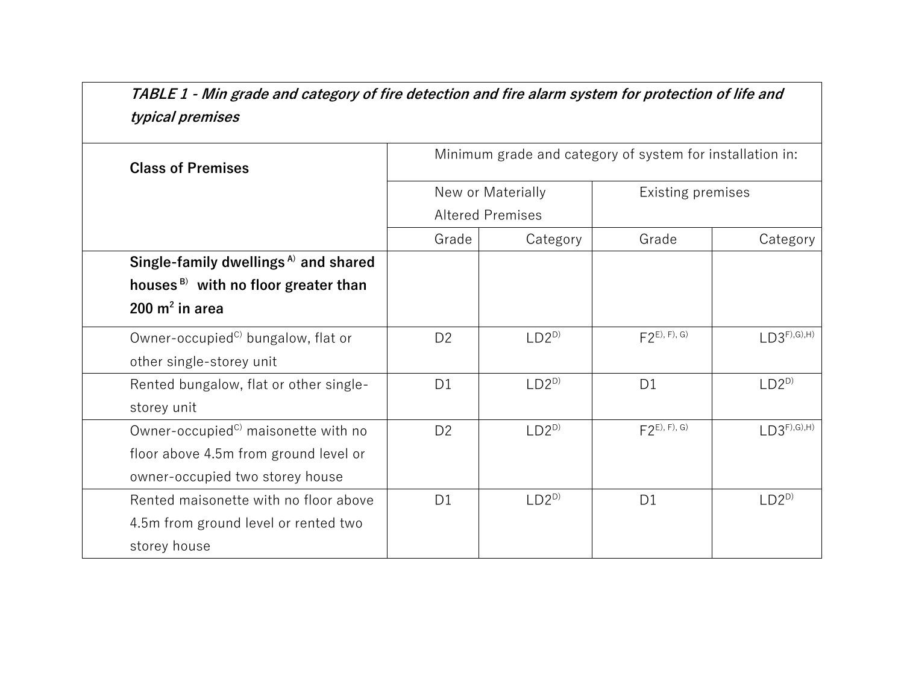| *TABLE 1 - Min grade and category of fire detection and fire alarm system for protection of life and typical premises* | | | | |
|---|---|---|---|---|
| **Class of Premises** | Minimum grade and category of system for installation in: | | | |
| | New or Materially Altered Premises | | Existing premises | |
| | Grade | Category | Grade | Category |
| **Single-family dwellings [A] and shared houses [B] with no floor greater than 200 m$^2$ in area** | | | | |
| Owner-occupied[C] bungalow, flat or other single-storey unit | D2 | LD2[D] | F2[E, F, G] | LD3[F,G,H] |
| Rented bungalow, flat or other single-storey unit | D1 | LD2[D] | D1 | LD2[D] |
| Owner-occupied[C] maisonette with no floor above 4.5m from ground level or owner-occupied two storey house | D2 | LD2[D] | F2[E, F, G] | LD3[F,G,H] |
| Rented maisonette with no floor above 4.5m from ground level or rented two storey house | D1 | LD2[D] | D1 | LD2[D] |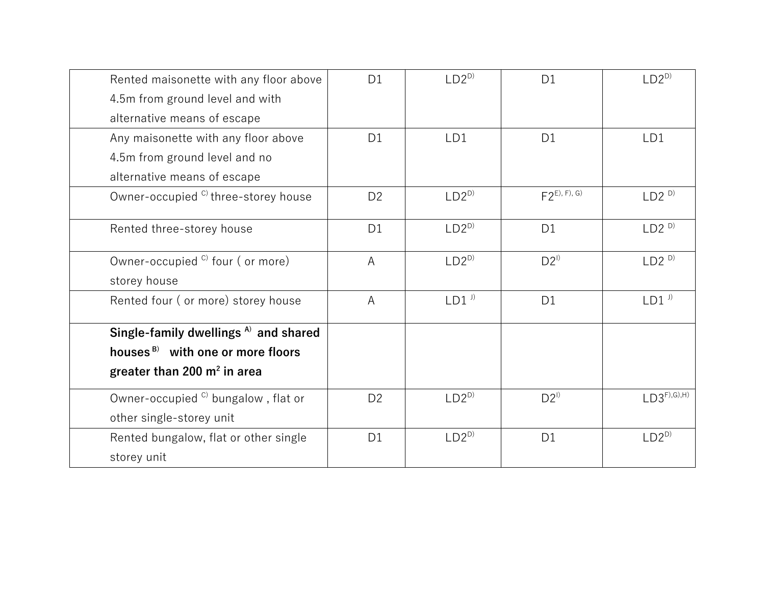| | | | | |
|---|---|---|---|---|
| Rented maisonette with any floor above 4.5m from ground level and with alternative means of escape | D1 | LD2 [D)] | D1 | LD2 [D)] |
| Any maisonette with any floor above 4.5m from ground level and no alternative means of escape | D1 | LD1 | D1 | LD1 |
| Owner-occupied [C)] three-storey house | D2 | LD2 [D)] | F2 [E), F), G)] | LD2 [D)] |
| Rented three-storey house | D1 | LD2 [D)] | D1 | LD2 [D)] |
| Owner-occupied [C)] four ( or more) storey house | A | LD2 [D)] | D2 [I)] | LD2 [D)] |
| Rented four ( or more) storey house | A | LD1 [J)] | D1 | LD1 [J)] |
| **Single-family dwellings [A)] and shared houses [B)] with one or more floors greater than 200 $m^2$ in area** | | | | |
| Owner-occupied [C)] bungalow , flat or other single-storey unit | D2 | LD2 [D)] | D2 [I)] | LD3 [F),G),H)] |
| Rented bungalow, flat or other single storey unit | D1 | LD2 [D)] | D1 | LD2 [D)] |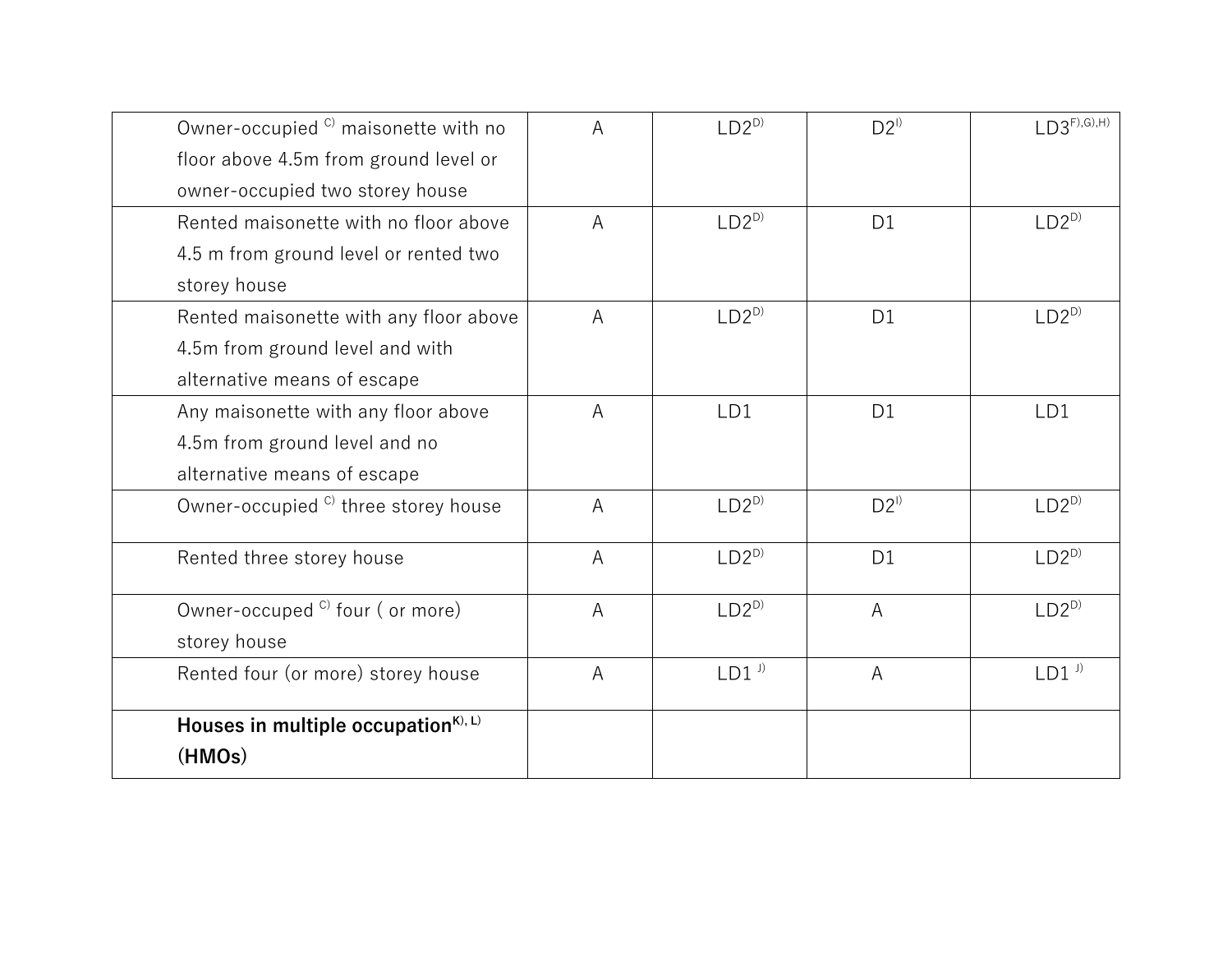| | | | | |
|---|---|---|---|---|
| Owner-occupied [C)] maisonette with no floor above 4.5m from ground level or owner-occupied two storey house | A | LD2[D)] | D2[I)] | LD3[F),G),H)] |
| Rented maisonette with no floor above 4.5 m from ground level or rented two storey house | A | LD2[D)] | D1 | LD2[D)] |
| Rented maisonette with any floor above 4.5m from ground level and with alternative means of escape | A | LD2[D)] | D1 | LD2[D)] |
| Any maisonette with any floor above 4.5m from ground level and no alternative means of escape | A | LD1 | D1 | LD1 |
| Owner-occupied [C)] three storey house | A | LD2[D)] | D2[I)] | LD2[D)] |
| Rented three storey house | A | LD2[D)] | D1 | LD2[D)] |
| Owner-occuped [C)] four ( or more) storey house | A | LD2[D)] | A | LD2[D)] |
| Rented four (or more) storey house | A | LD1 [J)] | A | LD1 [J)] |
| **Houses in multiple occupation[K), L)] (HMOs)** | | | | |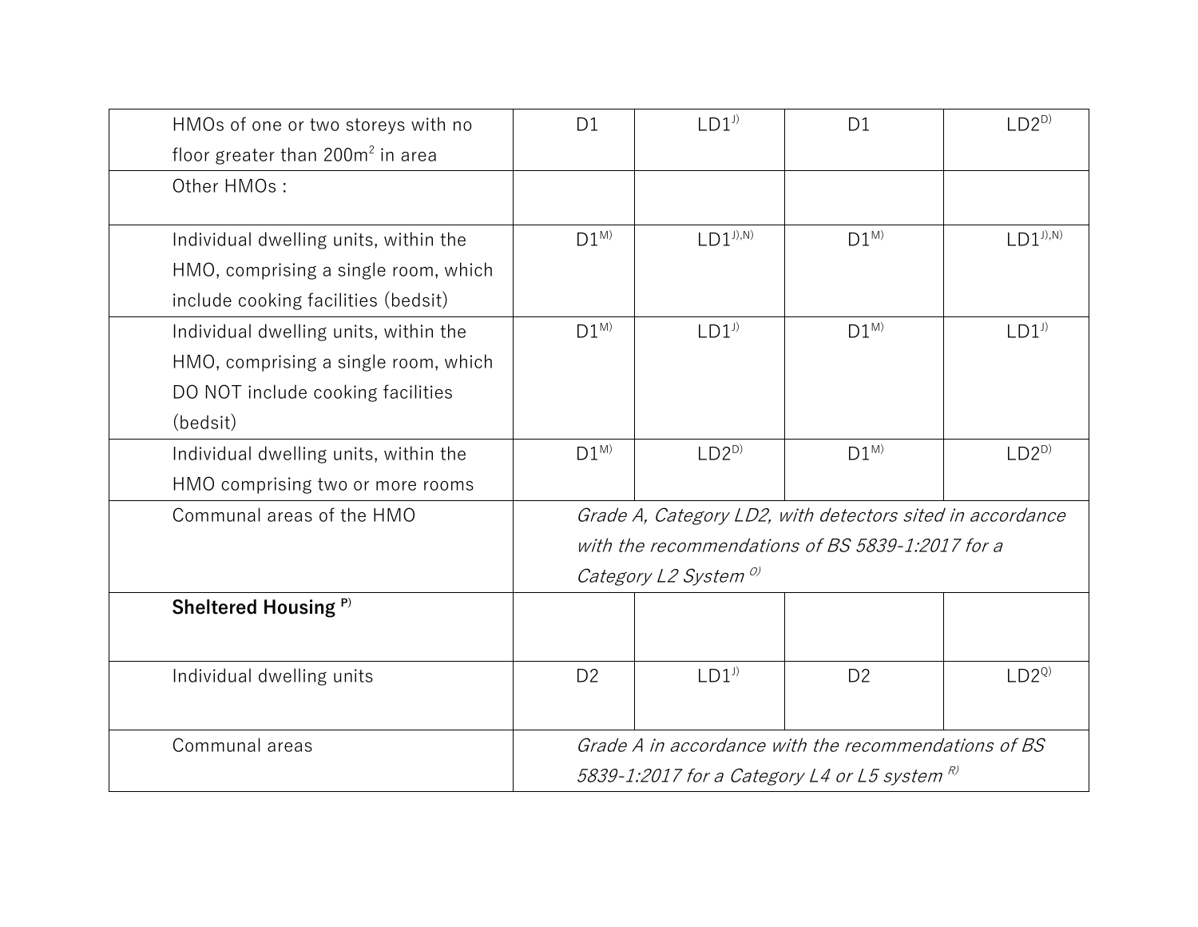| | | | | |
|---|---|---|---|---|
| HMOs of one or two storeys with no floor greater than 200m² in area | D1 | LD1[J)] | D1 | LD2[D)] |
| Other HMOs : | | | | |
| Individual dwelling units, within the HMO, comprising a single room, which include cooking facilities (bedsit) | D1[M)] | LD1[J),N)] | D1[M)] | LD1[J),N)] |
| Individual dwelling units, within the HMO, comprising a single room, which DO NOT include cooking facilities (bedsit) | D1[M)] | LD1[J)] | D1[M)] | LD1[J)] |
| Individual dwelling units, within the HMO comprising two or more rooms | D1[M)] | LD2[D)] | D1[M)] | LD2[D)] |
| Communal areas of the HMO | *Grade A, Category LD2, with detectors sited in accordance with the recommendations of BS 5839-1:2017 for a Category L2 System* [O)] | | | |
| **Sheltered Housing** [P)] | | | | |
| Individual dwelling units | D2 | LD1[J)] | D2 | LD2[Q)] |
| Communal areas | *Grade A in accordance with the recommendations of BS 5839-1:2017 for a Category L4 or L5 system* [R)] | | | |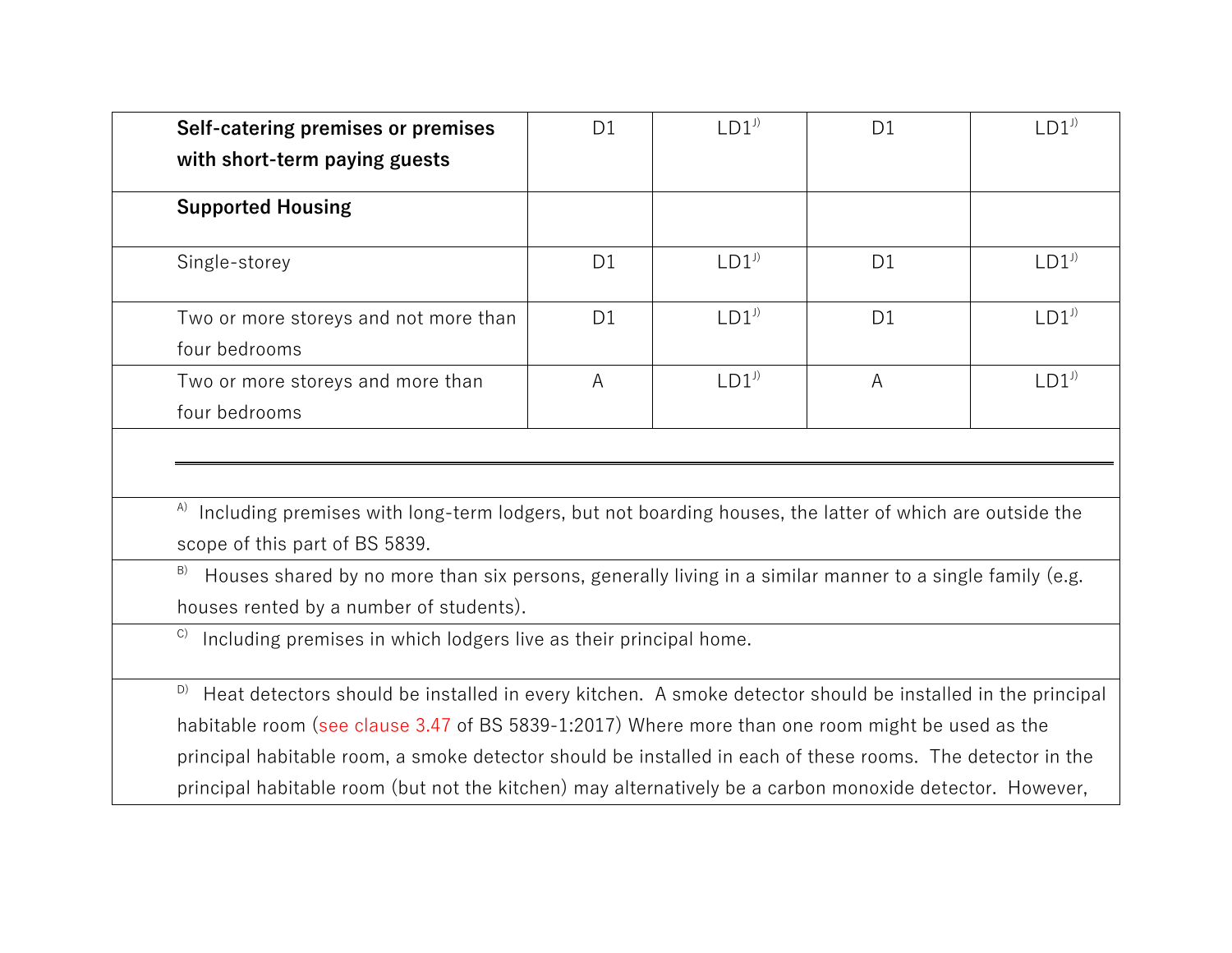| | | | | |
|---|---|---|---|---|
| **Self-catering premises or premises with short-term paying guests** | D1 | LD1[J)] | D1 | LD1[J)] |
| **Supported Housing** | | | | |
| Single-storey | D1 | LD1[J)] | D1 | LD1[J)] |
| Two or more storeys and not more than four bedrooms | D1 | LD1[J)] | D1 | LD1[J)] |
| Two or more storeys and more than four bedrooms | A | LD1[J)] | A | LD1[J)] |

[A)] Including premises with long-term lodgers, but not boarding houses, the latter of which are outside the scope of this part of BS 5839.

[B)] Houses shared by no more than six persons, generally living in a similar manner to a single family (e.g. houses rented by a number of students).

[C)] Including premises in which lodgers live as their principal home.

[D)] Heat detectors should be installed in every kitchen. A smoke detector should be installed in the principal habitable room (see clause 3.47 of BS 5839-1:2017) Where more than one room might be used as the principal habitable room, a smoke detector should be installed in each of these rooms. The detector in the principal habitable room (but not the kitchen) may alternatively be a carbon monoxide detector. However,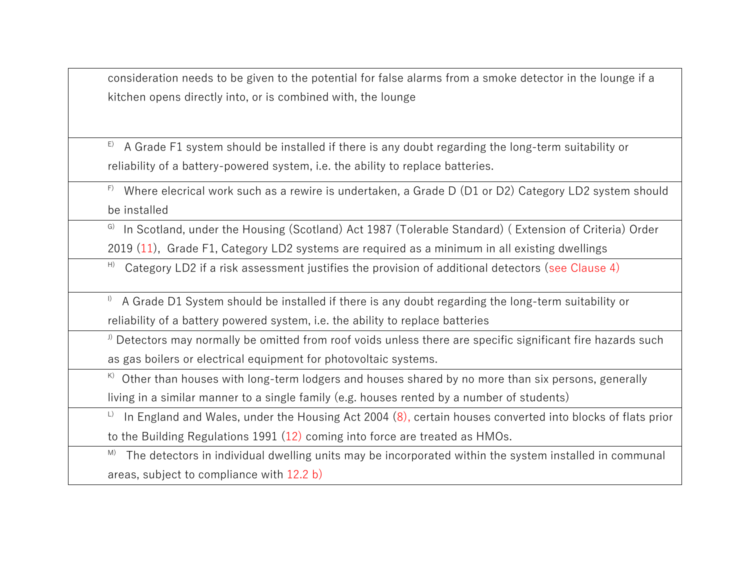| |
|---|
| consideration needs to be given to the potential for false alarms from a smoke detector in the lounge if a kitchen opens directly into, or is combined with, the lounge |
| E) A Grade F1 system should be installed if there is any doubt regarding the long-term suitability or reliability of a battery-powered system, i.e. the ability to replace batteries. |
| F) Where elecrical work such as a rewire is undertaken, a Grade D (D1 or D2) Category LD2 system should be installed |
| G) In Scotland, under the Housing (Scotland) Act 1987 (Tolerable Standard) ( Extension of Criteria) Order 2019 (11), Grade F1, Category LD2 systems are required as a minimum in all existing dwellings |
| H) Category LD2 if a risk assessment justifies the provision of additional detectors (see Clause 4) |
| I) A Grade D1 System should be installed if there is any doubt regarding the long-term suitability or reliability of a battery powered system, i.e. the ability to replace batteries |
| J) Detectors may normally be omitted from roof voids unless there are specific significant fire hazards such as gas boilers or electrical equipment for photovoltaic systems. |
| K) Other than houses with long-term lodgers and houses shared by no more than six persons, generally living in a similar manner to a single family (e.g. houses rented by a number of students) |
| L) In England and Wales, under the Housing Act 2004 (8), certain houses converted into blocks of flats prior to the Building Regulations 1991 (12) coming into force are treated as HMOs. |
| M) The detectors in individual dwelling units may be incorporated within the system installed in communal areas, subject to compliance with 12.2 b) |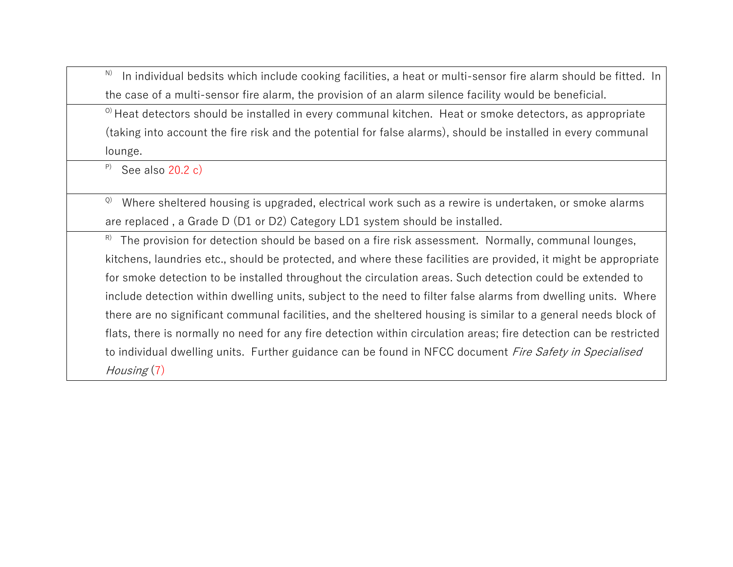| |
|---|
| N) In individual bedsits which include cooking facilities, a heat or multi-sensor fire alarm should be fitted. In the case of a multi-sensor fire alarm, the provision of an alarm silence facility would be beneficial. |
| O) Heat detectors should be installed in every communal kitchen. Heat or smoke detectors, as appropriate (taking into account the fire risk and the potential for false alarms), should be installed in every communal lounge. |
| P) See also 20.2 c) |
| Q) Where sheltered housing is upgraded, electrical work such as a rewire is undertaken, or smoke alarms are replaced , a Grade D (D1 or D2) Category LD1 system should be installed. |
| R) The provision for detection should be based on a fire risk assessment. Normally, communal lounges, kitchens, laundries etc., should be protected, and where these facilities are provided, it might be appropriate for smoke detection to be installed throughout the circulation areas. Such detection could be extended to include detection within dwelling units, subject to the need to filter false alarms from dwelling units. Where there are no significant communal facilities, and the sheltered housing is similar to a general needs block of flats, there is normally no need for any fire detection within circulation areas; fire detection can be restricted to individual dwelling units. Further guidance can be found in NFCC document *Fire Safety in Specialised Housing* (7) |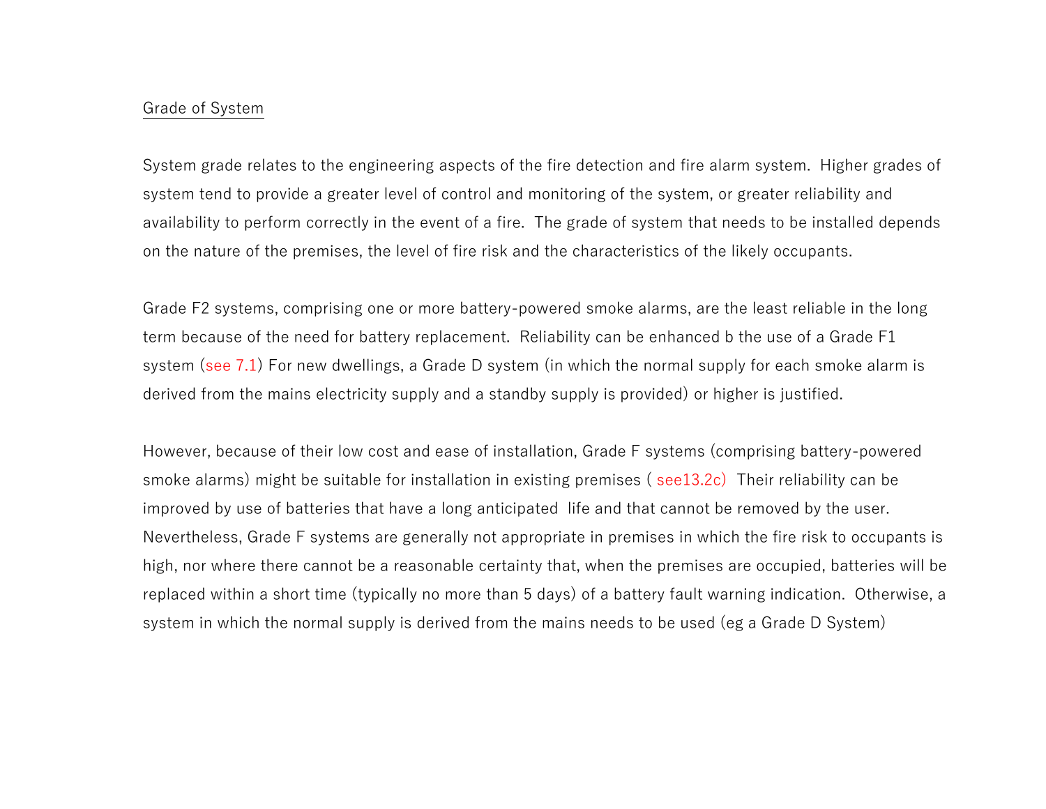## Grade of System

System grade relates to the engineering aspects of the fire detection and fire alarm system. Higher grades of system tend to provide a greater level of control and monitoring of the system, or greater reliability and availability to perform correctly in the event of a fire. The grade of system that needs to be installed depends on the nature of the premises, the level of fire risk and the characteristics of the likely occupants.

Grade F2 systems, comprising one or more battery-powered smoke alarms, are the least reliable in the long term because of the need for battery replacement. Reliability can be enhanced b the use of a Grade F1 system (see 7.1) For new dwellings, a Grade D system (in which the normal supply for each smoke alarm is derived from the mains electricity supply and a standby supply is provided) or higher is justified.

However, because of their low cost and ease of installation, Grade F systems (comprising battery-powered smoke alarms) might be suitable for installation in existing premises ( see13.2c) Their reliability can be improved by use of batteries that have a long anticipated life and that cannot be removed by the user. Nevertheless, Grade F systems are generally not appropriate in premises in which the fire risk to occupants is high, nor where there cannot be a reasonable certainty that, when the premises are occupied, batteries will be replaced within a short time (typically no more than 5 days) of a battery fault warning indication. Otherwise, a system in which the normal supply is derived from the mains needs to be used (eg a Grade D System)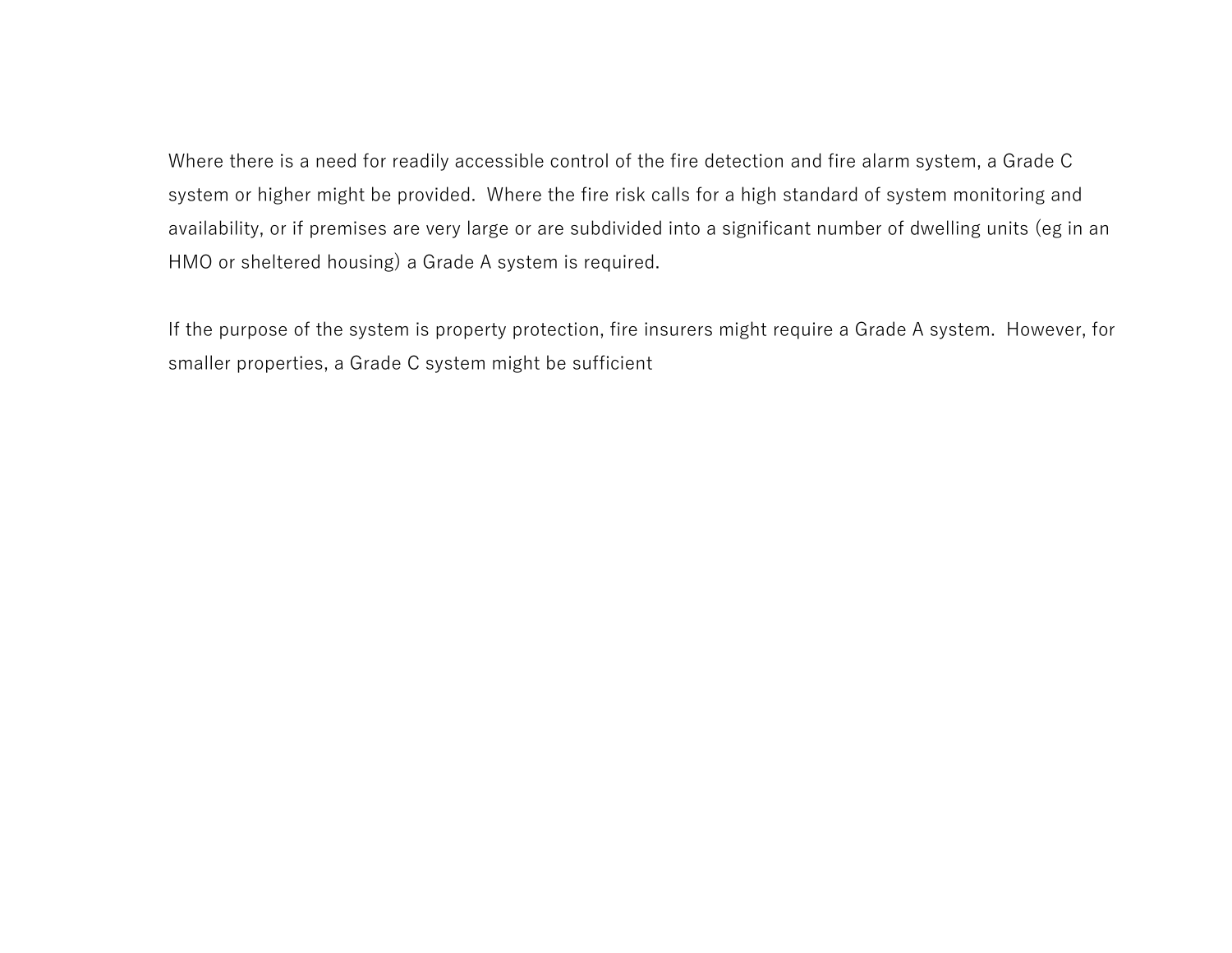Where there is a need for readily accessible control of the fire detection and fire alarm system, a Grade C system or higher might be provided.  Where the fire risk calls for a high standard of system monitoring and availability, or if premises are very large or are subdivided into a significant number of dwelling units (eg in an HMO or sheltered housing) a Grade A system is required.

If the purpose of the system is property protection, fire insurers might require a Grade A system.  However, for smaller properties, a Grade C system might be sufficient